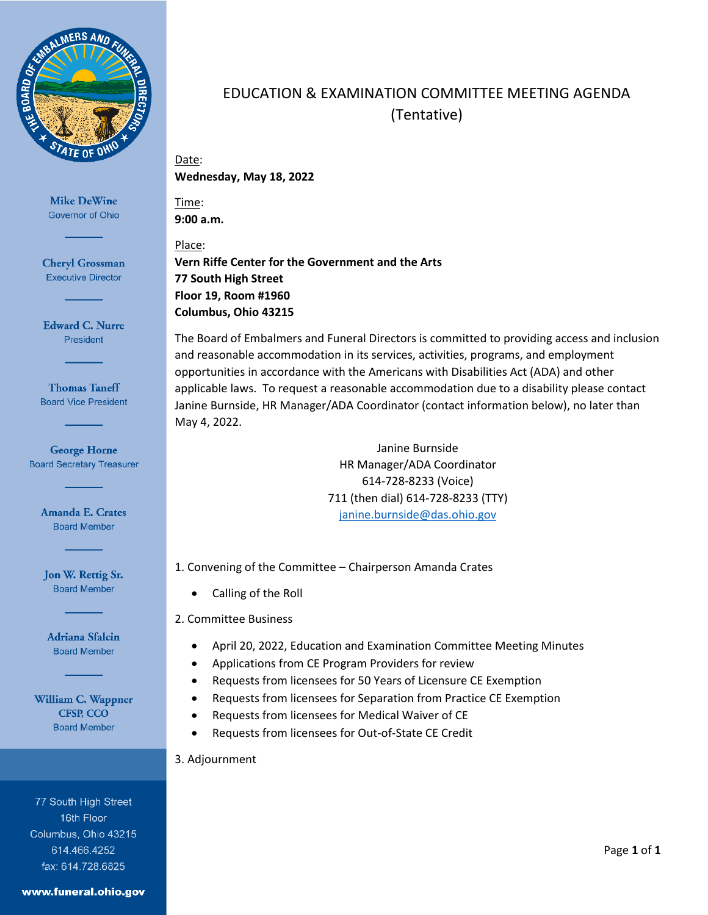Mike DeWine
Governor of Ohio

Cheryl Grossman
Executive Director

Edward C. Nurre
President

Thomas Taneff
Board Vice President

George Horne
Board Secretary Treasurer

Amanda E. Crates
Board Member

Jon W. Rettig Sr.
Board Member

Adriana Sfalcin
Board Member

William C. Wappner
CFSP, CCO
Board Member

77 South High Street
16th Floor
Columbus, Ohio 43215
614.466.4252
fax: 614.728.6825

**www.funeral.ohio.gov**

# EDUCATION & EXAMINATION COMMITTEE MEETING AGENDA (Tentative)

Date:
**Wednesday, May 18, 2022**

Time:
**9:00 a.m.**

Place:
**Vern Riffe Center for the Government and the Arts**
**77 South High Street**
**Floor 19, Room #1960**
**Columbus, Ohio 43215**

The Board of Embalmers and Funeral Directors is committed to providing access and inclusion and reasonable accommodation in its services, activities, programs, and employment opportunities in accordance with the Americans with Disabilities Act (ADA) and other applicable laws. To request a reasonable accommodation due to a disability please contact Janine Burnside, HR Manager/ADA Coordinator (contact information below), no later than May 4, 2022.

Janine Burnside
HR Manager/ADA Coordinator
614-728-8233 (Voice)
711 (then dial) 614-728-8233 (TTY)
janine.burnside@das.ohio.gov

1. Convening of the Committee – Chairperson Amanda Crates
    - Calling of the Roll
2. Committee Business
    - April 20, 2022, Education and Examination Committee Meeting Minutes
    - Applications from CE Program Providers for review
    - Requests from licensees for 50 Years of Licensure CE Exemption
    - Requests from licensees for Separation from Practice CE Exemption
    - Requests from licensees for Medical Waiver of CE
    - Requests from licensees for Out-of-State CE Credit
3. Adjournment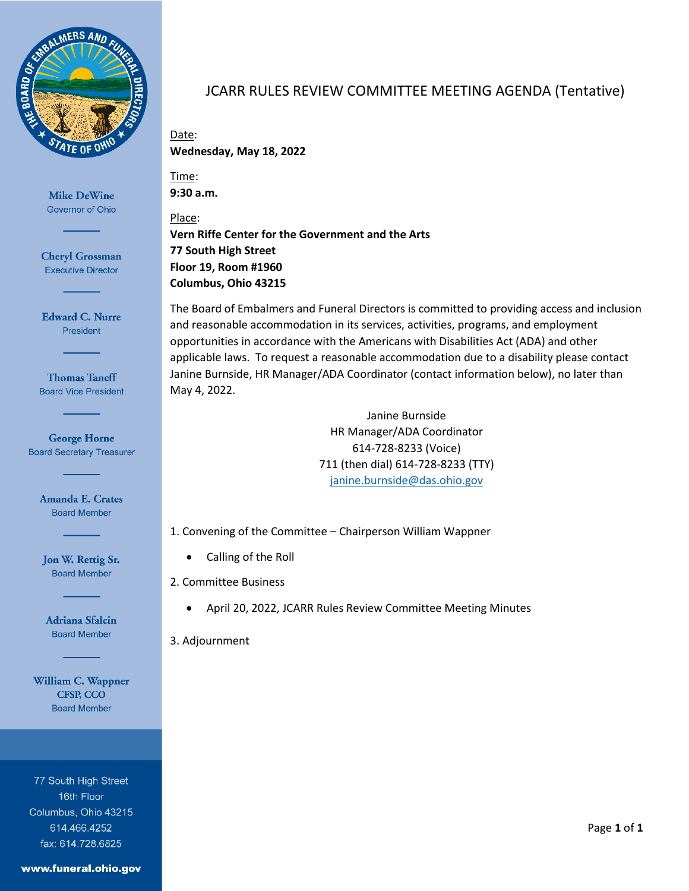Mike DeWine
Governor of Ohio

Cheryl Grossman
Executive Director

Edward C. Nurre
President

Thomas Taneff
Board Vice President

George Horne
Board Secretary Treasurer

Amanda E. Crates
Board Member

Jon W. Rettig Sr.
Board Member

Adriana Sfalcin
Board Member

William C. Wappner
CFSP, CCO
Board Member

77 South High Street
16th Floor
Columbus, Ohio 43215
614.466.4252
fax: 614.728.6825

www.funeral.ohio.gov

# JCARR RULES REVIEW COMMITTEE MEETING AGENDA (Tentative)

Date:
**Wednesday, May 18, 2022**

Time:
**9:30 a.m.**

Place:
**Vern Riffe Center for the Government and the Arts**
**77 South High Street**
**Floor 19, Room #1960**
**Columbus, Ohio 43215**

The Board of Embalmers and Funeral Directors is committed to providing access and inclusion and reasonable accommodation in its services, activities, programs, and employment opportunities in accordance with the Americans with Disabilities Act (ADA) and other applicable laws. To request a reasonable accommodation due to a disability please contact Janine Burnside, HR Manager/ADA Coordinator (contact information below), no later than May 4, 2022.

Janine Burnside
HR Manager/ADA Coordinator
614-728-8233 (Voice)
711 (then dial) 614-728-8233 (TTY)
janine.burnside@das.ohio.gov

1. Convening of the Committee – Chairperson William Wappner
   - Calling of the Roll
2. Committee Business
   - April 20, 2022, JCARR Rules Review Committee Meeting Minutes
3. Adjournment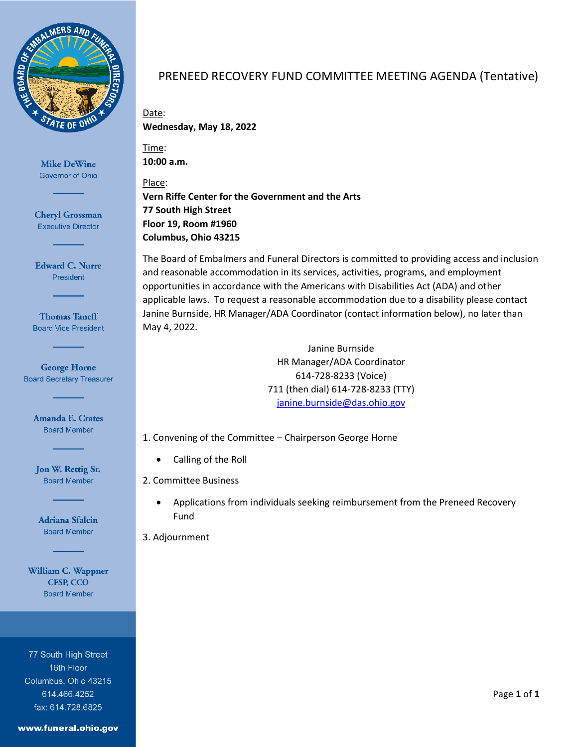THE BOARD OF EMBALMERS AND FUNERAL DIRECTORS ★ STATE OF OHIO ★

**Mike DeWine**
Governor of Ohio

**Cheryl Grossman**
Executive Director

**Edward C. Nurre**
President

**Thomas Taneff**
Board Vice President

**George Horne**
Board Secretary Treasurer

**Amanda E. Crates**
Board Member

**Jon W. Rettig Sr.**
Board Member

**Adriana Sfalcin**
Board Member

**William C. Wappner CFSP, CCO**
Board Member

77 South High Street
16th Floor
Columbus, Ohio 43215
614.466.4252
fax: 614.728.6825

**www.funeral.ohio.gov**

# PRENEED RECOVERY FUND COMMITTEE MEETING AGENDA (Tentative)

Date:
**Wednesday, May 18, 2022**

Time:
**10:00 a.m.**

Place:
**Vern Riffe Center for the Government and the Arts**
**77 South High Street**
**Floor 19, Room #1960**
**Columbus, Ohio 43215**

The Board of Embalmers and Funeral Directors is committed to providing access and inclusion and reasonable accommodation in its services, activities, programs, and employment opportunities in accordance with the Americans with Disabilities Act (ADA) and other applicable laws. To request a reasonable accommodation due to a disability please contact Janine Burnside, HR Manager/ADA Coordinator (contact information below), no later than May 4, 2022.

Janine Burnside
HR Manager/ADA Coordinator
614-728-8233 (Voice)
711 (then dial) 614-728-8233 (TTY)
janine.burnside@das.ohio.gov

1. Convening of the Committee – Chairperson George Horne
    - Calling of the Roll
2. Committee Business
    - Applications from individuals seeking reimbursement from the Preneed Recovery Fund
3. Adjournment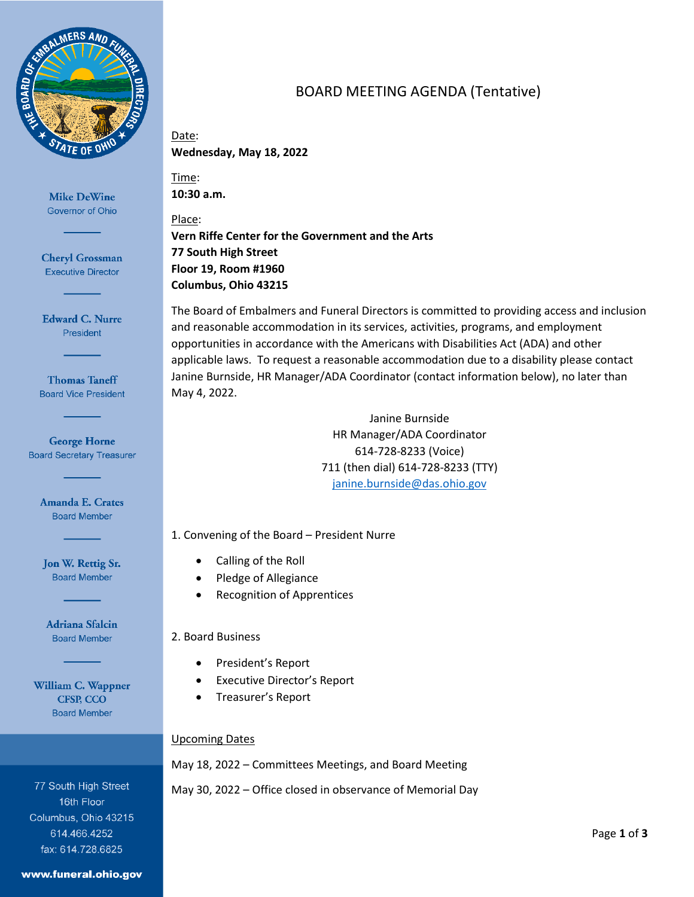Mike DeWine
Governor of Ohio

Cheryl Grossman
Executive Director

Edward C. Nurre
President

Thomas Taneff
Board Vice President

George Horne
Board Secretary Treasurer

Amanda E. Crates
Board Member

Jon W. Rettig Sr.
Board Member

Adriana Sfalcin
Board Member

William C. Wappner
CFSP, CCO
Board Member

77 South High Street
16th Floor
Columbus, Ohio 43215
614.466.4252
fax: 614.728.6825

www.funeral.ohio.gov

# BOARD MEETING AGENDA (Tentative)

Date:
**Wednesday, May 18, 2022**

Time:
**10:30 a.m.**

Place:
**Vern Riffe Center for the Government and the Arts**
**77 South High Street**
**Floor 19, Room #1960**
**Columbus, Ohio 43215**

The Board of Embalmers and Funeral Directors is committed to providing access and inclusion and reasonable accommodation in its services, activities, programs, and employment opportunities in accordance with the Americans with Disabilities Act (ADA) and other applicable laws. To request a reasonable accommodation due to a disability please contact Janine Burnside, HR Manager/ADA Coordinator (contact information below), no later than May 4, 2022.

Janine Burnside
HR Manager/ADA Coordinator
614-728-8233 (Voice)
711 (then dial) 614-728-8233 (TTY)
janine.burnside@das.ohio.gov

1. Convening of the Board – President Nurre

- Calling of the Roll
- Pledge of Allegiance
- Recognition of Apprentices

2. Board Business

- President's Report
- Executive Director's Report
- Treasurer's Report

Upcoming Dates

May 18, 2022 – Committees Meetings, and Board Meeting

May 30, 2022 – Office closed in observance of Memorial Day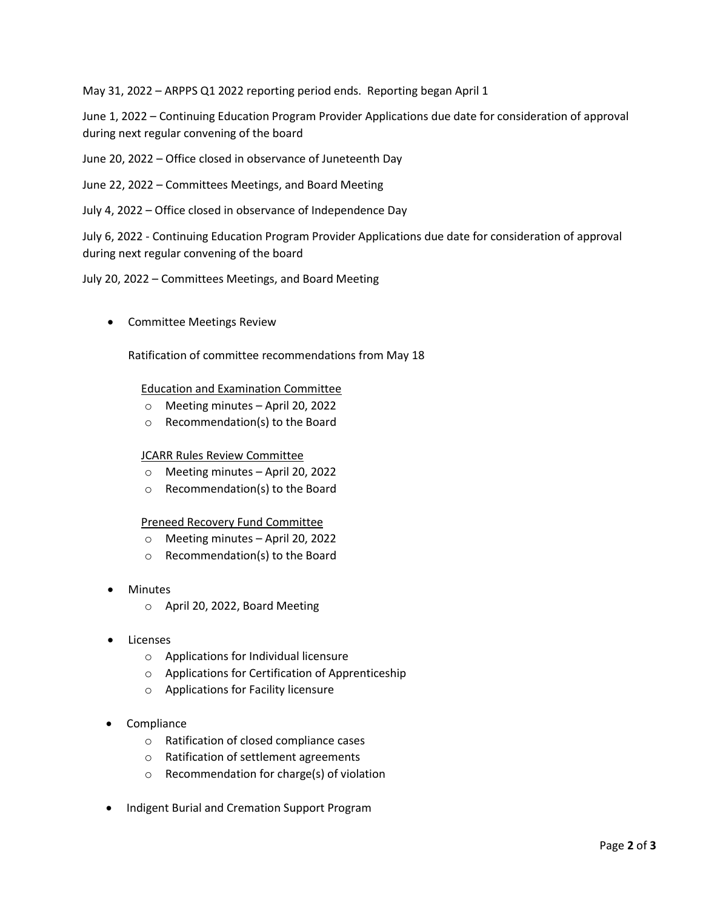May 31, 2022 – ARPPS Q1 2022 reporting period ends. Reporting began April 1

June 1, 2022 – Continuing Education Program Provider Applications due date for consideration of approval during next regular convening of the board

June 20, 2022 – Office closed in observance of Juneteenth Day

June 22, 2022 – Committees Meetings, and Board Meeting

July 4, 2022 – Office closed in observance of Independence Day

July 6, 2022 - Continuing Education Program Provider Applications due date for consideration of approval during next regular convening of the board

July 20, 2022 – Committees Meetings, and Board Meeting

- Committee Meetings Review

  Ratification of committee recommendations from May 18

  Education and Examination Committee
  - Meeting minutes – April 20, 2022
  - Recommendation(s) to the Board

  JCARR Rules Review Committee
  - Meeting minutes – April 20, 2022
  - Recommendation(s) to the Board

  Preneed Recovery Fund Committee
  - Meeting minutes – April 20, 2022
  - Recommendation(s) to the Board

- Minutes
  - April 20, 2022, Board Meeting

- Licenses
  - Applications for Individual licensure
  - Applications for Certification of Apprenticeship
  - Applications for Facility licensure

- Compliance
  - Ratification of closed compliance cases
  - Ratification of settlement agreements
  - Recommendation for charge(s) of violation

- Indigent Burial and Cremation Support Program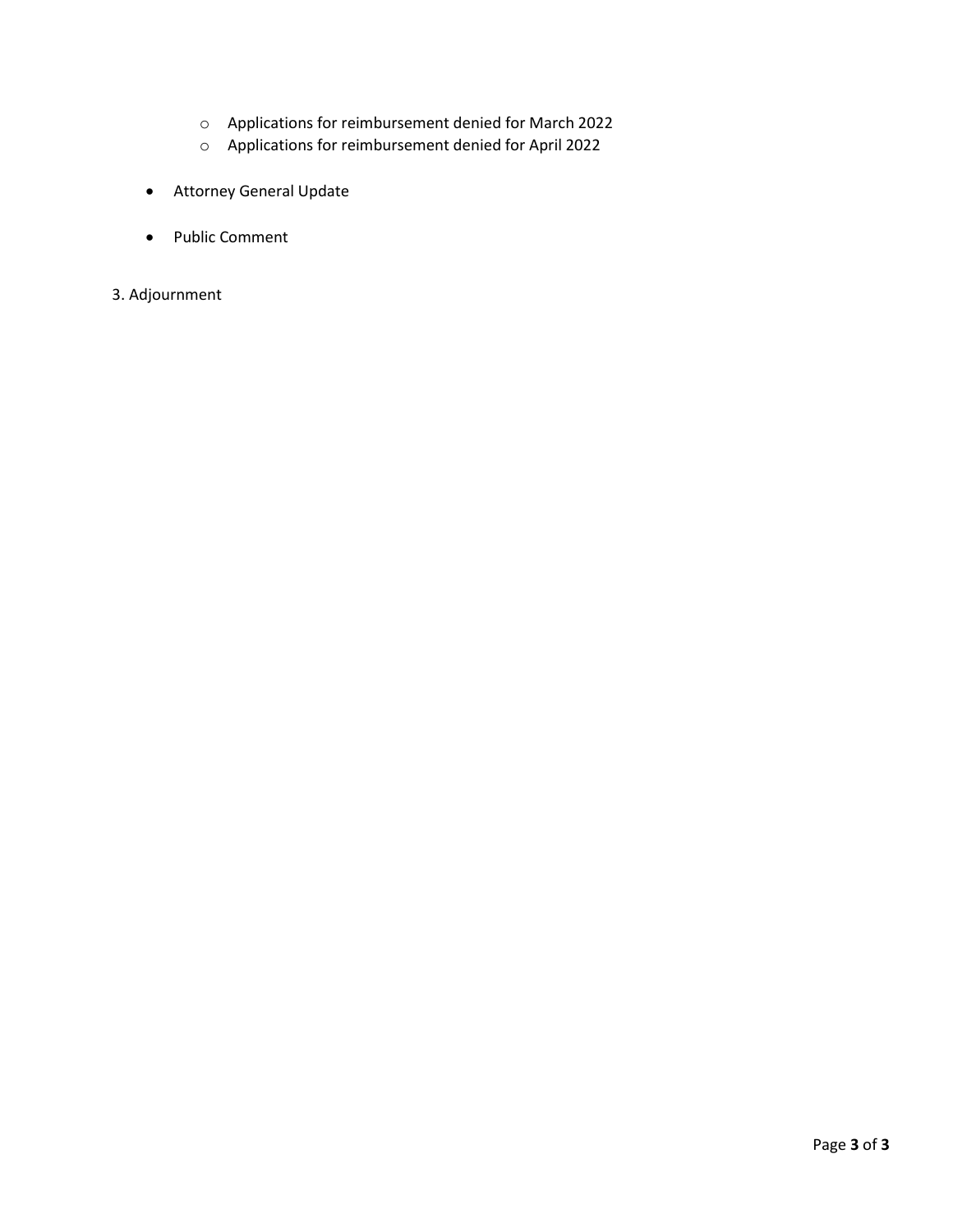- Applications for reimbursement denied for March 2022
    - Applications for reimbursement denied for April 2022

- Attorney General Update

- Public Comment

3. Adjournment